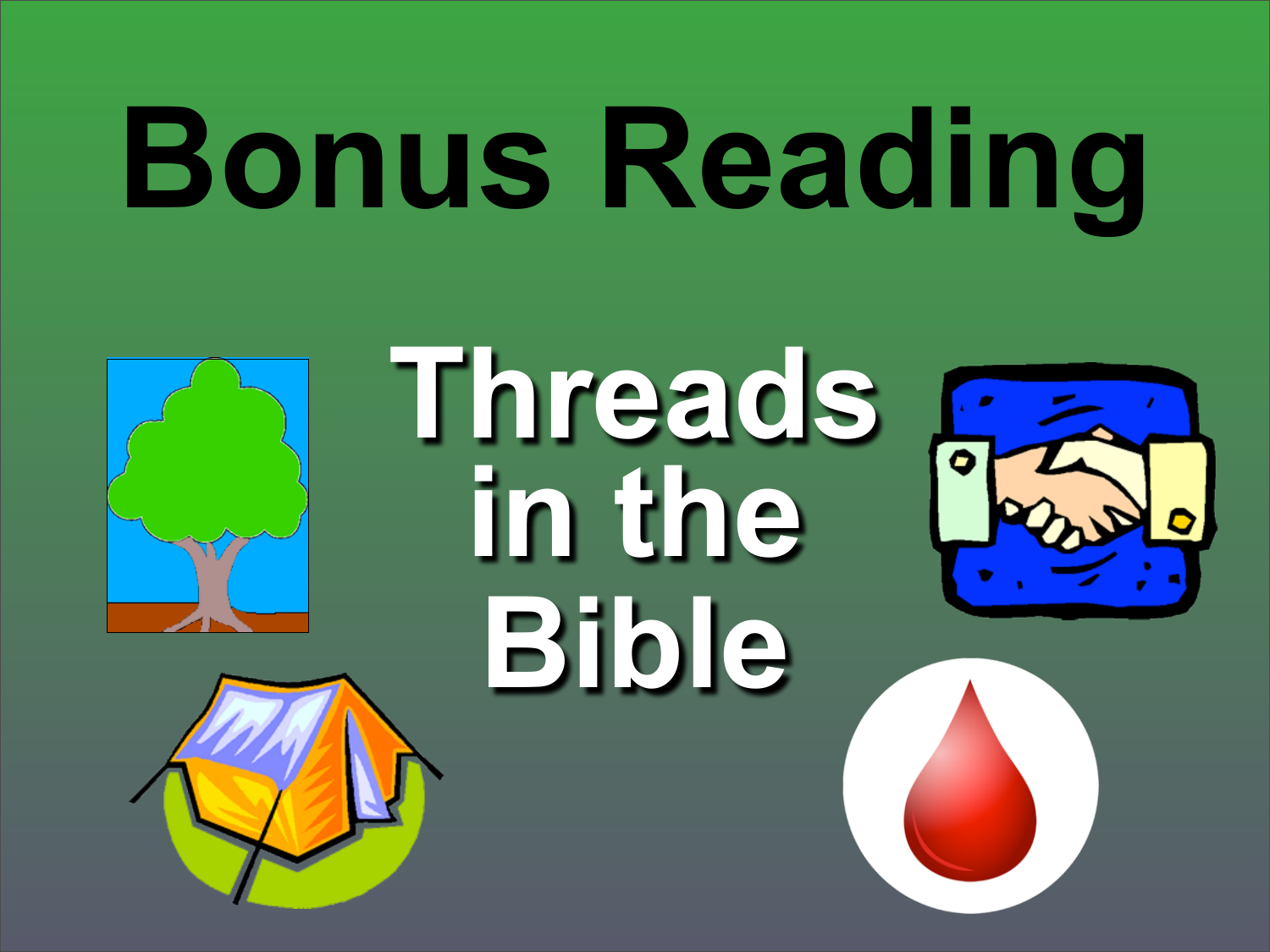# Bonus Reading

## Threads in the Bible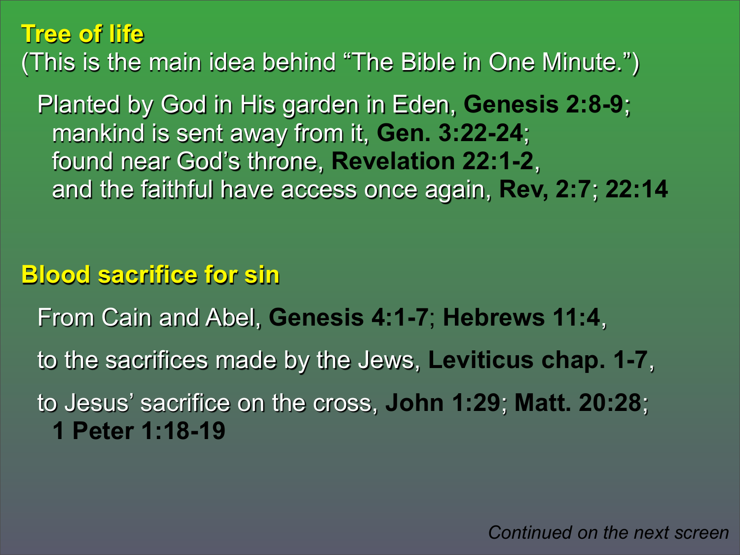## Tree of life

(This is the main idea behind "The Bible in One Minute.")

Planted by God in His garden in Eden, **Genesis 2:8-9**;
mankind is sent away from it, **Gen. 3:22-24**;
found near God's throne, **Revelation 22:1-2**,
and the faithful have access once again, **Rev, 2:7**; **22:14**

## Blood sacrifice for sin

From Cain and Abel, **Genesis 4:1-7**; **Hebrews 11:4**,

to the sacrifices made by the Jews, **Leviticus chap. 1-7**,

to Jesus' sacrifice on the cross, **John 1:29**; **Matt. 20:28**;
**1 Peter 1:18-19**

*Continued on the next screen*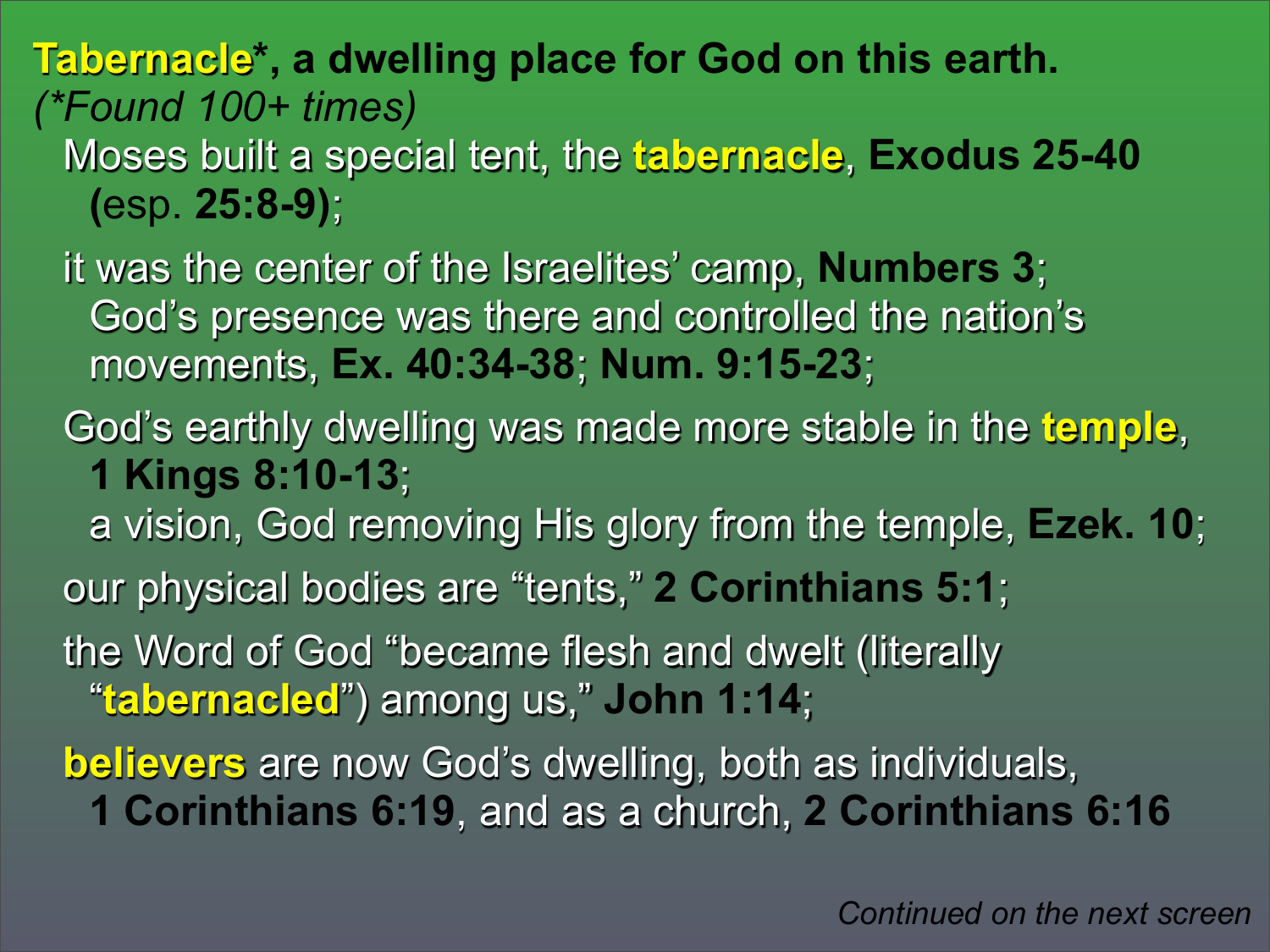**Tabernacle*, a dwelling place for God on this earth.**
*(*Found 100+ times)*

Moses built a special tent, the **tabernacle**, **Exodus 25-40** **(**esp. **25:8-9)**;

it was the center of the Israelites' camp, **Numbers 3**; God's presence was there and controlled the nation's movements, **Ex. 40:34-38**; **Num. 9:15-23**;

God's earthly dwelling was made more stable in the **temple**, **1 Kings 8:10-13**;
a vision, God removing His glory from the temple, **Ezek. 10**;

our physical bodies are "tents," **2 Corinthians 5:1**;

the Word of God "became flesh and dwelt (literally "**tabernacled**") among us," **John 1:14**;

**believers** are now God's dwelling, both as individuals, **1 Corinthians 6:19**, and as a church, **2 Corinthians 6:16**

*Continued on the next screen*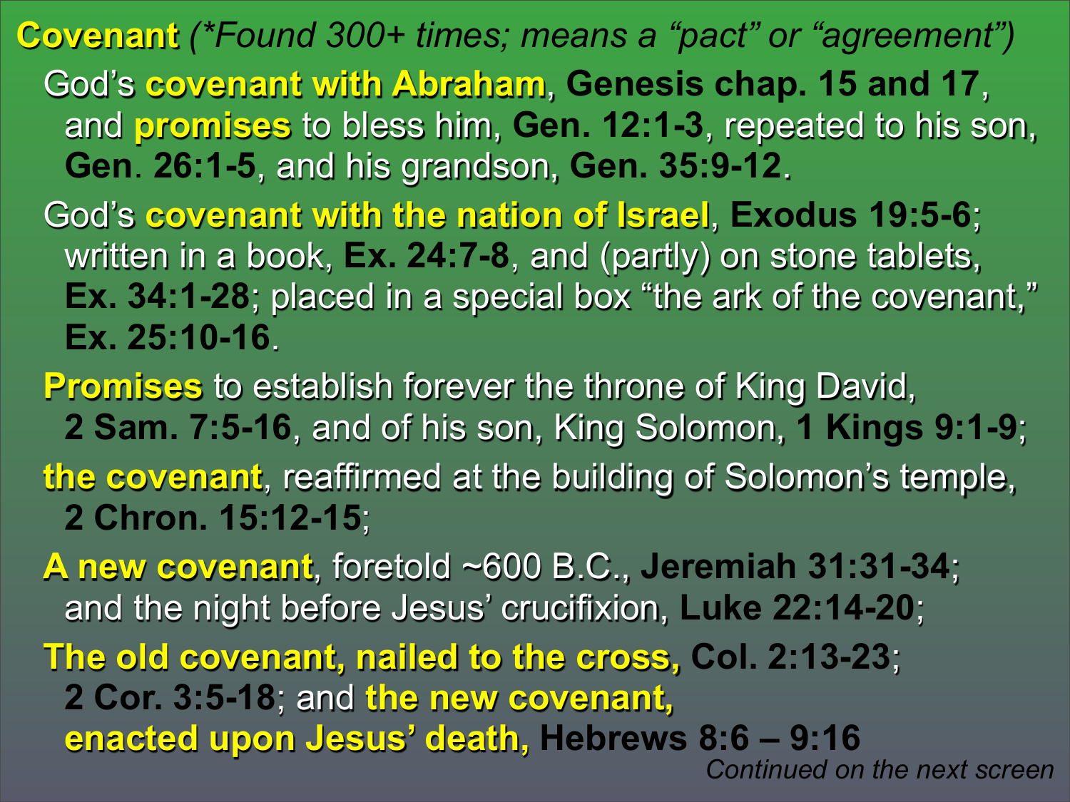**Covenant** *(\*Found 300+ times; means a "pact" or "agreement")*

God's **covenant with Abraham**, **Genesis chap. 15 and 17**, and **promises** to bless him, **Gen. 12:1-3**, repeated to his son, **Gen. 26:1-5**, and his grandson, **Gen. 35:9-12**.

God's **covenant with the nation of Israel**, **Exodus 19:5-6**; written in a book, **Ex. 24:7-8**, and (partly) on stone tablets, **Ex. 34:1-28**; placed in a special box "the ark of the covenant," **Ex. 25:10-16**.

**Promises** to establish forever the throne of King David, **2 Sam. 7:5-16**, and of his son, King Solomon, **1 Kings 9:1-9**;

**the covenant**, reaffirmed at the building of Solomon's temple, **2 Chron. 15:12-15**;

**A new covenant**, foretold ~600 B.C., **Jeremiah 31:31-34**; and the night before Jesus' crucifixion, **Luke 22:14-20**;

**The old covenant, nailed to the cross, Col. 2:13-23**; **2 Cor. 3:5-18**; and **the new covenant, enacted upon Jesus' death, Hebrews 8:6 – 9:16**

*Continued on the next screen*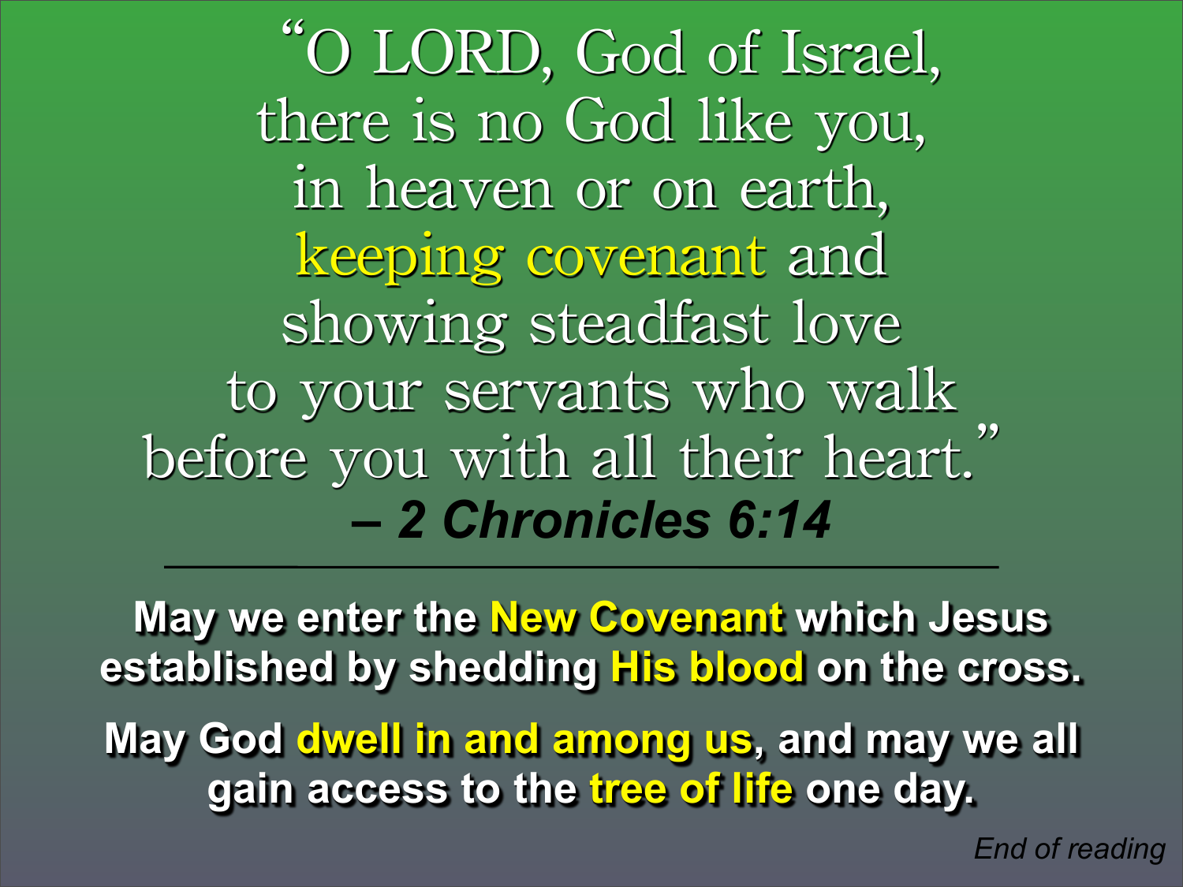"O LORD, God of Israel,
there is no God like you,
in heaven or on earth,
keeping covenant and
showing steadfast love
to your servants who walk
before you with all their heart."

***– 2 Chronicles 6:14***

---

**May we enter the New Covenant which Jesus established by shedding His blood on the cross.**

**May God dwell in and among us, and may we all gain access to the tree of life one day.**

*End of reading*